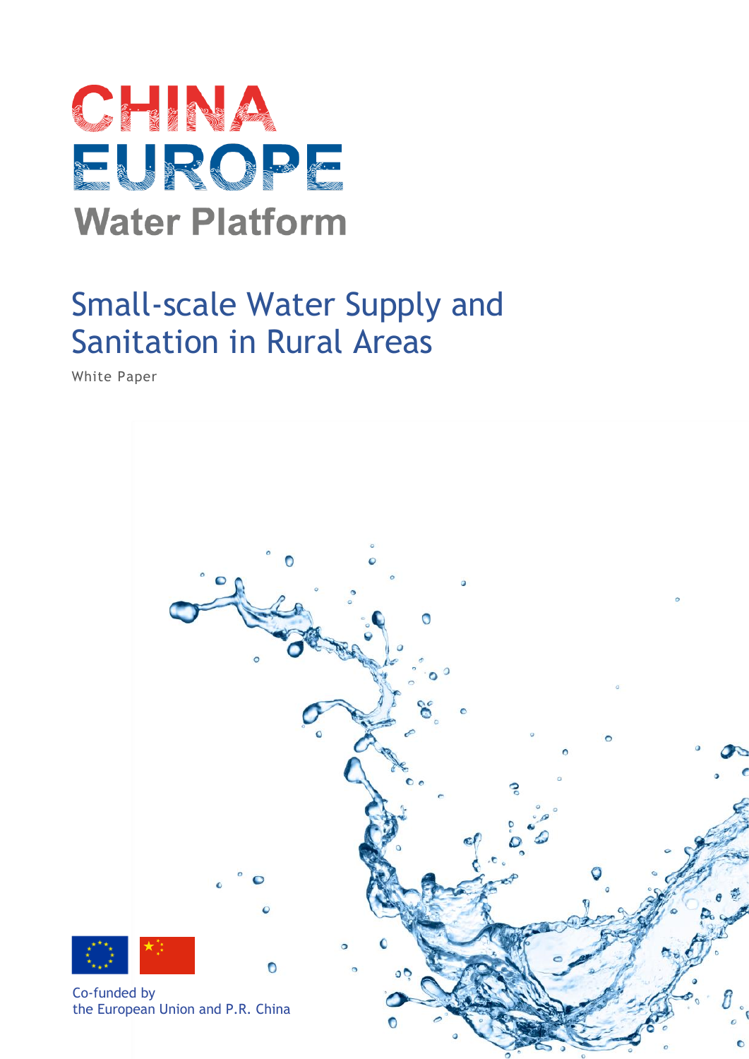# CHINA EUROPE Water Platform

# Small-scale Water Supply and Sanitation in Rural Areas

White Paper

Co-funded by
the European Union and P.R. China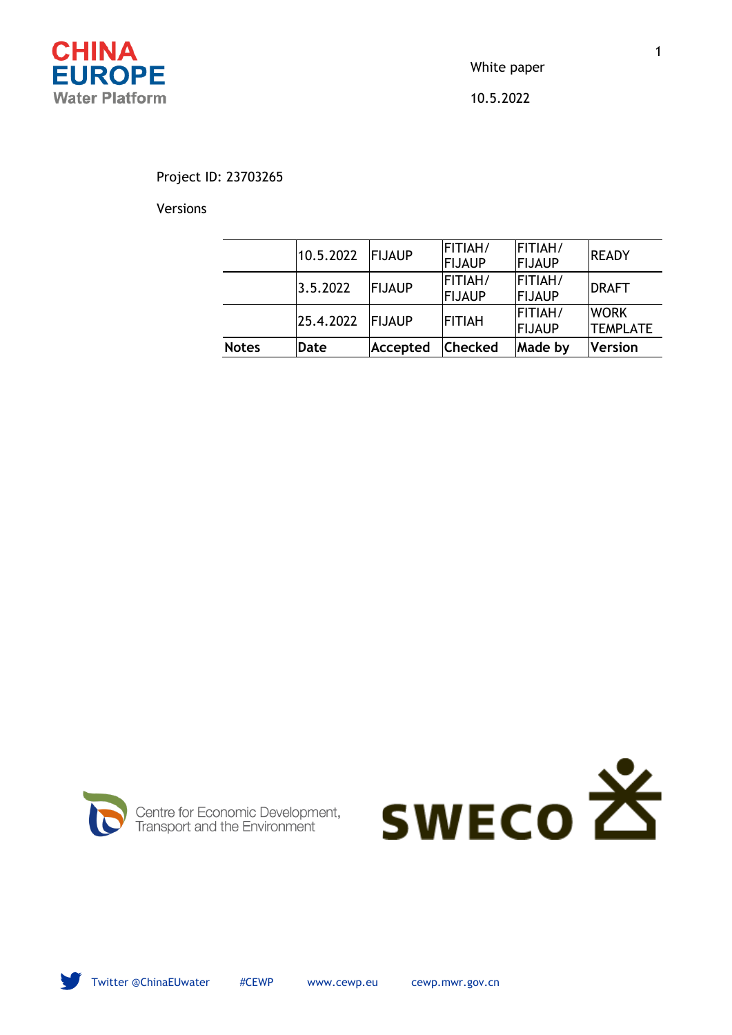White paper

10.5.2022

Project ID: 23703265

Versions

| Notes | Date | Accepted | Checked | Made by | Version |
|---|---|---|---|---|---|
| | 10.5.2022 | FIJAUP | FITIAH/ FIJAUP | FITIAH/ FIJAUP | READY |
| | 3.5.2022 | FIJAUP | FITIAH/ FIJAUP | FITIAH/ FIJAUP | DRAFT |
| | 25.4.2022 | FIJAUP | FITIAH | FITIAH/ FIJAUP | WORK TEMPLATE |

Centre for Economic Development, Transport and the Environment

SWECO

Twitter @ChinaEUwater #CEWP www.cewp.eu cewp.mwr.gov.cn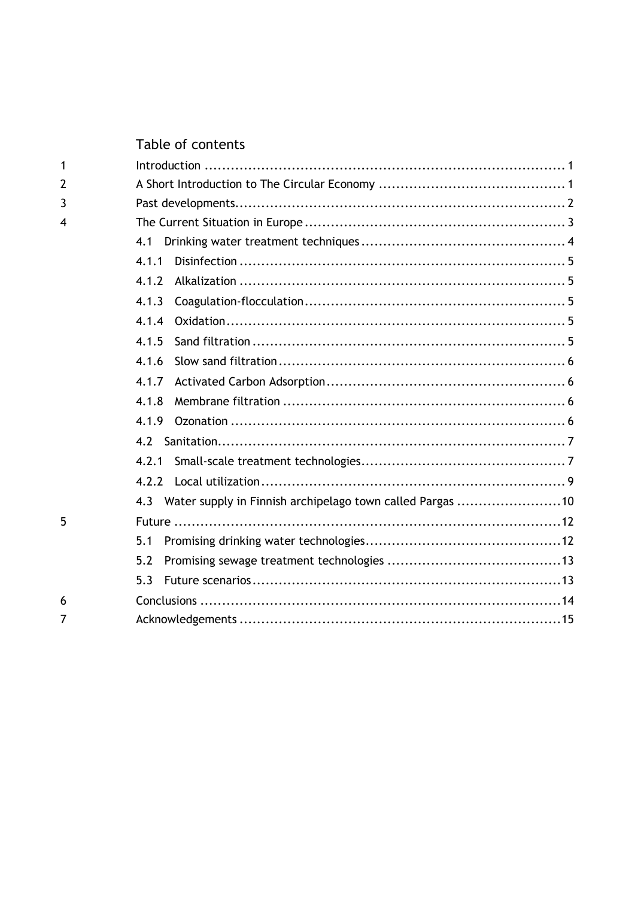# Table of contents

| | | |
|---|---|---|
| 1 | Introduction | 1 |
| 2 | A Short Introduction to The Circular Economy | 1 |
| 3 | Past developments | 2 |
| 4 | The Current Situation in Europe | 3 |
| | 4.1 Drinking water treatment techniques | 4 |
| | 4.1.1 Disinfection | 5 |
| | 4.1.2 Alkalization | 5 |
| | 4.1.3 Coagulation-flocculation | 5 |
| | 4.1.4 Oxidation | 5 |
| | 4.1.5 Sand filtration | 5 |
| | 4.1.6 Slow sand filtration | 6 |
| | 4.1.7 Activated Carbon Adsorption | 6 |
| | 4.1.8 Membrane filtration | 6 |
| | 4.1.9 Ozonation | 6 |
| | 4.2 Sanitation | 7 |
| | 4.2.1 Small-scale treatment technologies | 7 |
| | 4.2.2 Local utilization | 9 |
| | 4.3 Water supply in Finnish archipelago town called Pargas | 10 |
| 5 | Future | 12 |
| | 5.1 Promising drinking water technologies | 12 |
| | 5.2 Promising sewage treatment technologies | 13 |
| | 5.3 Future scenarios | 13 |
| 6 | Conclusions | 14 |
| 7 | Acknowledgements | 15 |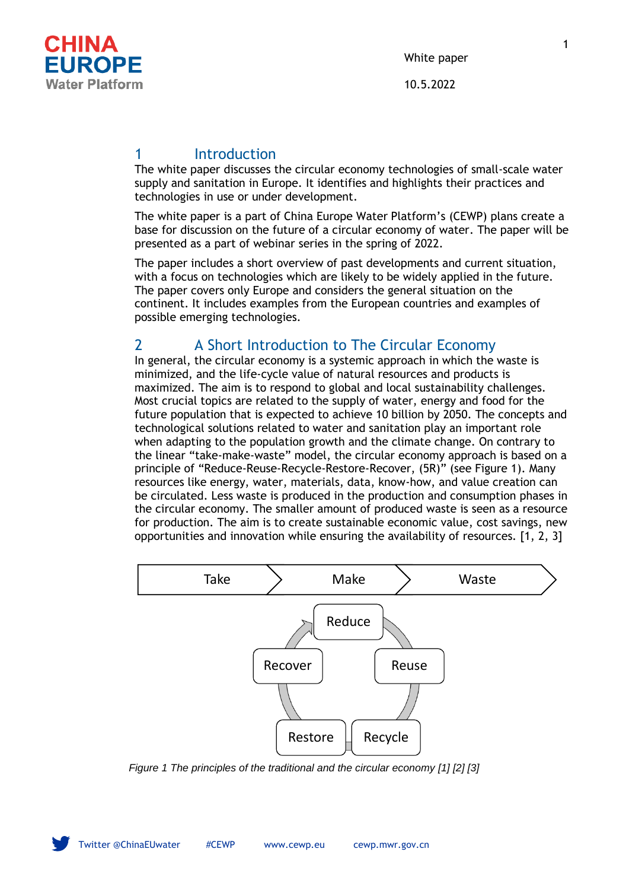## 1 Introduction

The white paper discusses the circular economy technologies of small-scale water supply and sanitation in Europe. It identifies and highlights their practices and technologies in use or under development.

The white paper is a part of China Europe Water Platform's (CEWP) plans create a base for discussion on the future of a circular economy of water. The paper will be presented as a part of webinar series in the spring of 2022.

The paper includes a short overview of past developments and current situation, with a focus on technologies which are likely to be widely applied in the future. The paper covers only Europe and considers the general situation on the continent. It includes examples from the European countries and examples of possible emerging technologies.

## 2 A Short Introduction to The Circular Economy

In general, the circular economy is a systemic approach in which the waste is minimized, and the life-cycle value of natural resources and products is maximized. The aim is to respond to global and local sustainability challenges. Most crucial topics are related to the supply of water, energy and food for the future population that is expected to achieve 10 billion by 2050. The concepts and technological solutions related to water and sanitation play an important role when adapting to the population growth and the climate change. On contrary to the linear "take-make-waste" model, the circular economy approach is based on a principle of "Reduce-Reuse-Recycle-Restore-Recover, (5R)" (see Figure 1). Many resources like energy, water, materials, data, know-how, and value creation can be circulated. Less waste is produced in the production and consumption phases in the circular economy. The smaller amount of produced waste is seen as a resource for production. The aim is to create sustainable economic value, cost savings, new opportunities and innovation while ensuring the availability of resources. [1, 2, 3]

Take → Make → Waste

Reduce → Reuse → Recycle → Restore → Recover → Reduce

*Figure 1 The principles of the traditional and the circular economy [1] [2] [3]*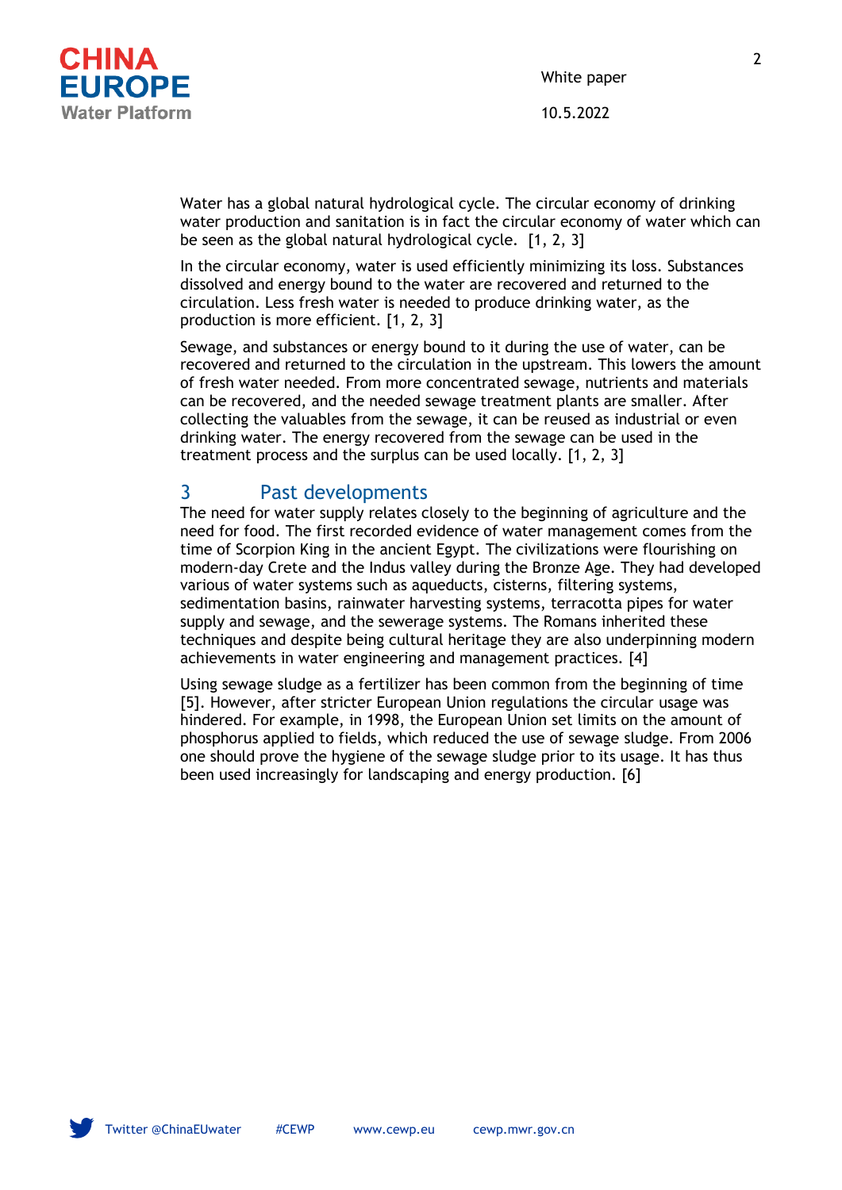Water has a global natural hydrological cycle. The circular economy of drinking water production and sanitation is in fact the circular economy of water which can be seen as the global natural hydrological cycle. [1, 2, 3]

In the circular economy, water is used efficiently minimizing its loss. Substances dissolved and energy bound to the water are recovered and returned to the circulation. Less fresh water is needed to produce drinking water, as the production is more efficient. [1, 2, 3]

Sewage, and substances or energy bound to it during the use of water, can be recovered and returned to the circulation in the upstream. This lowers the amount of fresh water needed. From more concentrated sewage, nutrients and materials can be recovered, and the needed sewage treatment plants are smaller. After collecting the valuables from the sewage, it can be reused as industrial or even drinking water. The energy recovered from the sewage can be used in the treatment process and the surplus can be used locally. [1, 2, 3]

## 3 Past developments

The need for water supply relates closely to the beginning of agriculture and the need for food. The first recorded evidence of water management comes from the time of Scorpion King in the ancient Egypt. The civilizations were flourishing on modern-day Crete and the Indus valley during the Bronze Age. They had developed various of water systems such as aqueducts, cisterns, filtering systems, sedimentation basins, rainwater harvesting systems, terracotta pipes for water supply and sewage, and the sewerage systems. The Romans inherited these techniques and despite being cultural heritage they are also underpinning modern achievements in water engineering and management practices. [4]

Using sewage sludge as a fertilizer has been common from the beginning of time [5]. However, after stricter European Union regulations the circular usage was hindered. For example, in 1998, the European Union set limits on the amount of phosphorus applied to fields, which reduced the use of sewage sludge. From 2006 one should prove the hygiene of the sewage sludge prior to its usage. It has thus been used increasingly for landscaping and energy production. [6]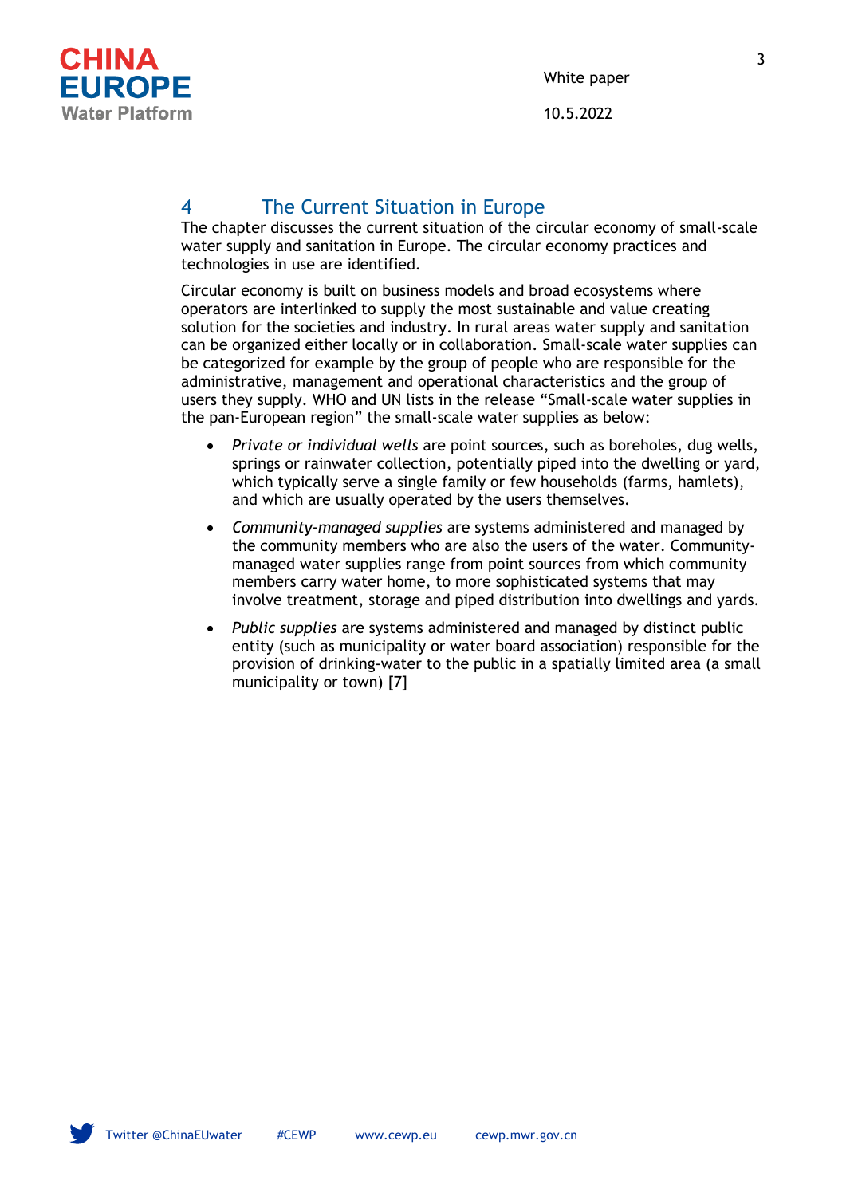# 4 The Current Situation in Europe

The chapter discusses the current situation of the circular economy of small-scale water supply and sanitation in Europe. The circular economy practices and technologies in use are identified.

Circular economy is built on business models and broad ecosystems where operators are interlinked to supply the most sustainable and value creating solution for the societies and industry. In rural areas water supply and sanitation can be organized either locally or in collaboration. Small-scale water supplies can be categorized for example by the group of people who are responsible for the administrative, management and operational characteristics and the group of users they supply. WHO and UN lists in the release "Small-scale water supplies in the pan-European region" the small-scale water supplies as below:

- *Private or individual wells* are point sources, such as boreholes, dug wells, springs or rainwater collection, potentially piped into the dwelling or yard, which typically serve a single family or few households (farms, hamlets), and which are usually operated by the users themselves.
- *Community-managed supplies* are systems administered and managed by the community members who are also the users of the water. Community-managed water supplies range from point sources from which community members carry water home, to more sophisticated systems that may involve treatment, storage and piped distribution into dwellings and yards.
- *Public supplies* are systems administered and managed by distinct public entity (such as municipality or water board association) responsible for the provision of drinking-water to the public in a spatially limited area (a small municipality or town) [7]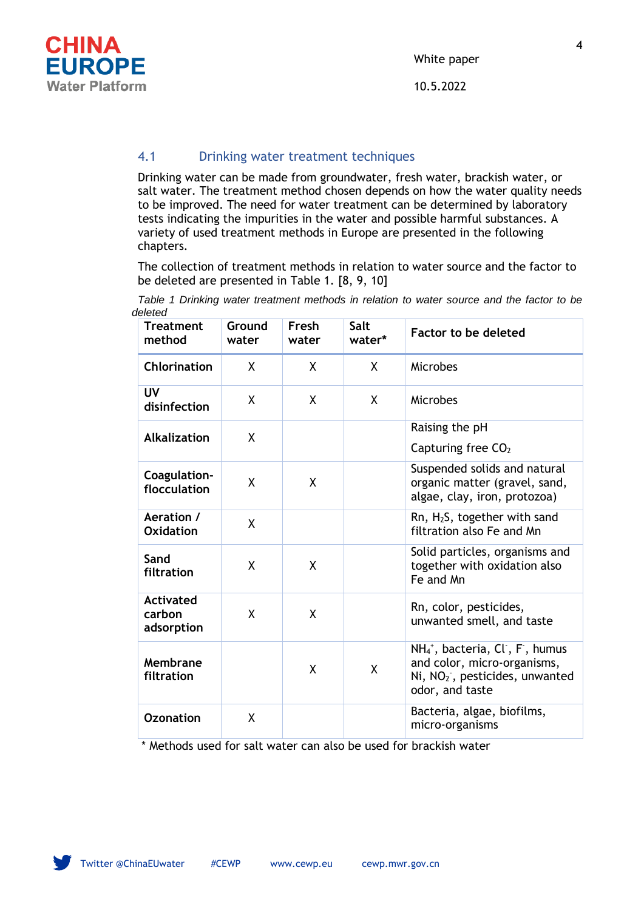### 4.1 Drinking water treatment techniques

Drinking water can be made from groundwater, fresh water, brackish water, or salt water. The treatment method chosen depends on how the water quality needs to be improved. The need for water treatment can be determined by laboratory tests indicating the impurities in the water and possible harmful substances. A variety of used treatment methods in Europe are presented in the following chapters.

The collection of treatment methods in relation to water source and the factor to be deleted are presented in Table 1. [8, 9, 10]

*Table 1 Drinking water treatment methods in relation to water source and the factor to be deleted*

| Treatment method | Ground water | Fresh water | Salt water* | Factor to be deleted |
|---|---|---|---|---|
| **Chlorination** | X | X | X | Microbes |
| **UV disinfection** | X | X | X | Microbes |
| **Alkalization** | X | | | Raising the pH<br>Capturing free $CO_2$ |
| **Coagulation-flocculation** | X | X | | Suspended solids and natural organic matter (gravel, sand, algae, clay, iron, protozoa) |
| **Aeration / Oxidation** | X | | | Rn, $H_2S$, together with sand filtration also Fe and Mn |
| **Sand filtration** | X | X | | Solid particles, organisms and together with oxidation also Fe and Mn |
| **Activated carbon adsorption** | X | X | | Rn, color, pesticides, unwanted smell, and taste |
| **Membrane filtration** | | X | X | $NH_4^+$, bacteria, $Cl^-$, $F^-$, humus and color, micro-organisms, Ni, $NO_2^-$, pesticides, unwanted odor, and taste |
| **Ozonation** | X | | | Bacteria, algae, biofilms, micro-organisms |

\* Methods used for salt water can also be used for brackish water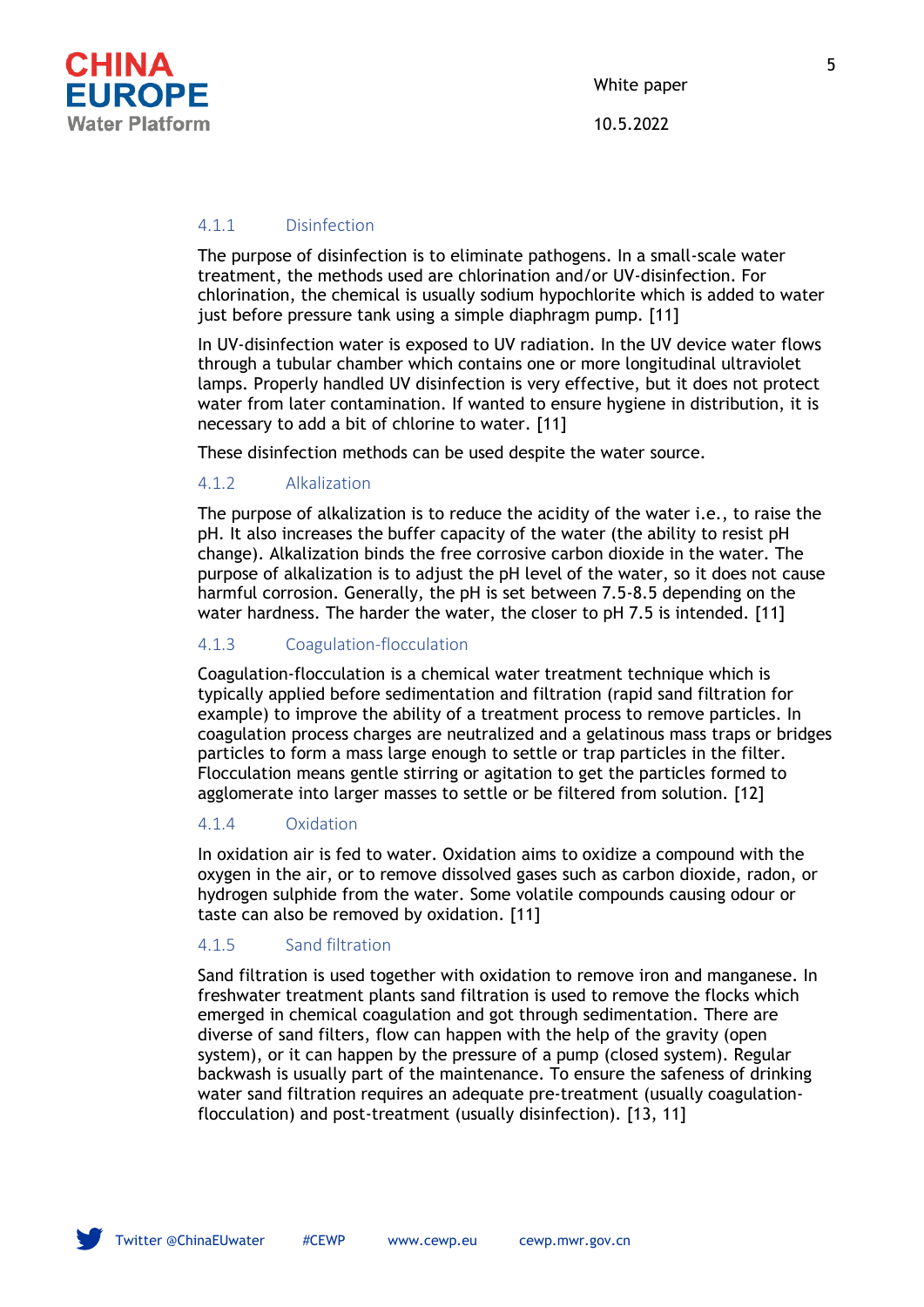#### 4.1.1 Disinfection

The purpose of disinfection is to eliminate pathogens. In a small-scale water treatment, the methods used are chlorination and/or UV-disinfection. For chlorination, the chemical is usually sodium hypochlorite which is added to water just before pressure tank using a simple diaphragm pump. [11]

In UV-disinfection water is exposed to UV radiation. In the UV device water flows through a tubular chamber which contains one or more longitudinal ultraviolet lamps. Properly handled UV disinfection is very effective, but it does not protect water from later contamination. If wanted to ensure hygiene in distribution, it is necessary to add a bit of chlorine to water. [11]

These disinfection methods can be used despite the water source.

#### 4.1.2 Alkalization

The purpose of alkalization is to reduce the acidity of the water i.e., to raise the pH. It also increases the buffer capacity of the water (the ability to resist pH change). Alkalization binds the free corrosive carbon dioxide in the water. The purpose of alkalization is to adjust the pH level of the water, so it does not cause harmful corrosion. Generally, the pH is set between 7.5-8.5 depending on the water hardness. The harder the water, the closer to pH 7.5 is intended. [11]

#### 4.1.3 Coagulation-flocculation

Coagulation-flocculation is a chemical water treatment technique which is typically applied before sedimentation and filtration (rapid sand filtration for example) to improve the ability of a treatment process to remove particles. In coagulation process charges are neutralized and a gelatinous mass traps or bridges particles to form a mass large enough to settle or trap particles in the filter. Flocculation means gentle stirring or agitation to get the particles formed to agglomerate into larger masses to settle or be filtered from solution. [12]

#### 4.1.4 Oxidation

In oxidation air is fed to water. Oxidation aims to oxidize a compound with the oxygen in the air, or to remove dissolved gases such as carbon dioxide, radon, or hydrogen sulphide from the water. Some volatile compounds causing odour or taste can also be removed by oxidation. [11]

#### 4.1.5 Sand filtration

Sand filtration is used together with oxidation to remove iron and manganese. In freshwater treatment plants sand filtration is used to remove the flocks which emerged in chemical coagulation and got through sedimentation. There are diverse of sand filters, flow can happen with the help of the gravity (open system), or it can happen by the pressure of a pump (closed system). Regular backwash is usually part of the maintenance. To ensure the safeness of drinking water sand filtration requires an adequate pre-treatment (usually coagulation-flocculation) and post-treatment (usually disinfection). [13, 11]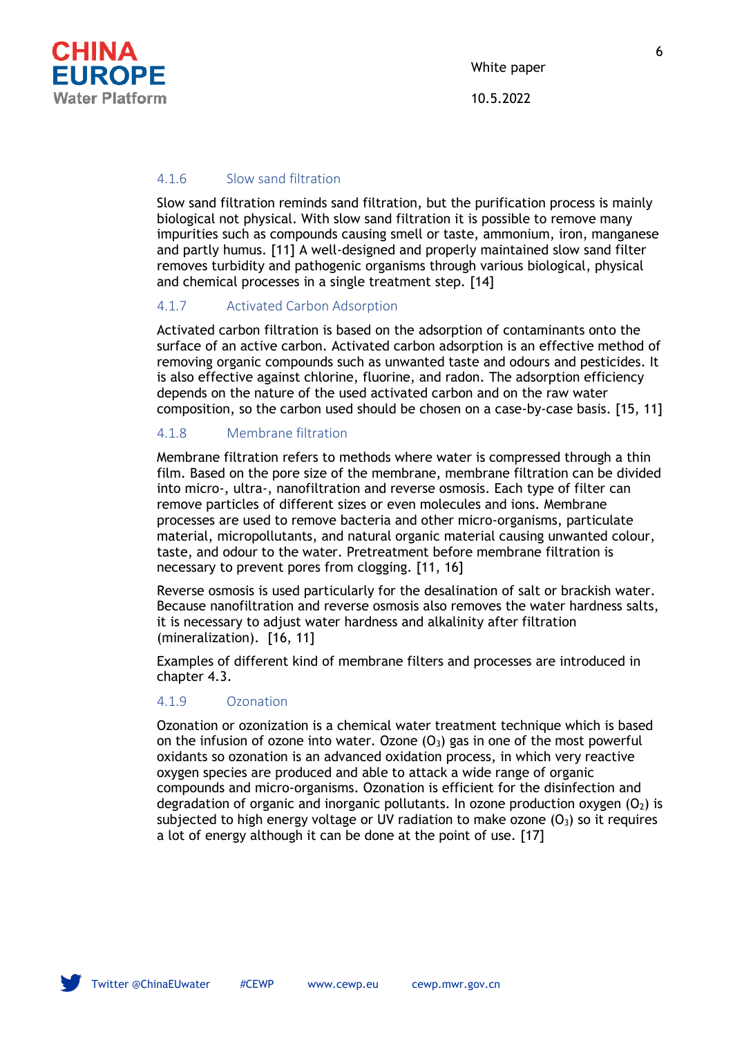#### 4.1.6 Slow sand filtration

Slow sand filtration reminds sand filtration, but the purification process is mainly biological not physical. With slow sand filtration it is possible to remove many impurities such as compounds causing smell or taste, ammonium, iron, manganese and partly humus. [11] A well-designed and properly maintained slow sand filter removes turbidity and pathogenic organisms through various biological, physical and chemical processes in a single treatment step. [14]

#### 4.1.7 Activated Carbon Adsorption

Activated carbon filtration is based on the adsorption of contaminants onto the surface of an active carbon. Activated carbon adsorption is an effective method of removing organic compounds such as unwanted taste and odours and pesticides. It is also effective against chlorine, fluorine, and radon. The adsorption efficiency depends on the nature of the used activated carbon and on the raw water composition, so the carbon used should be chosen on a case-by-case basis. [15, 11]

#### 4.1.8 Membrane filtration

Membrane filtration refers to methods where water is compressed through a thin film. Based on the pore size of the membrane, membrane filtration can be divided into micro-, ultra-, nanofiltration and reverse osmosis. Each type of filter can remove particles of different sizes or even molecules and ions. Membrane processes are used to remove bacteria and other micro-organisms, particulate material, micropollutants, and natural organic material causing unwanted colour, taste, and odour to the water. Pretreatment before membrane filtration is necessary to prevent pores from clogging. [11, 16]

Reverse osmosis is used particularly for the desalination of salt or brackish water. Because nanofiltration and reverse osmosis also removes the water hardness salts, it is necessary to adjust water hardness and alkalinity after filtration (mineralization). [16, 11]

Examples of different kind of membrane filters and processes are introduced in chapter 4.3.

#### 4.1.9 Ozonation

Ozonation or ozonization is a chemical water treatment technique which is based on the infusion of ozone into water. Ozone ($O_3$) gas in one of the most powerful oxidants so ozonation is an advanced oxidation process, in which very reactive oxygen species are produced and able to attack a wide range of organic compounds and micro-organisms. Ozonation is efficient for the disinfection and degradation of organic and inorganic pollutants. In ozone production oxygen ($O_2$) is subjected to high energy voltage or UV radiation to make ozone ($O_3$) so it requires a lot of energy although it can be done at the point of use. [17]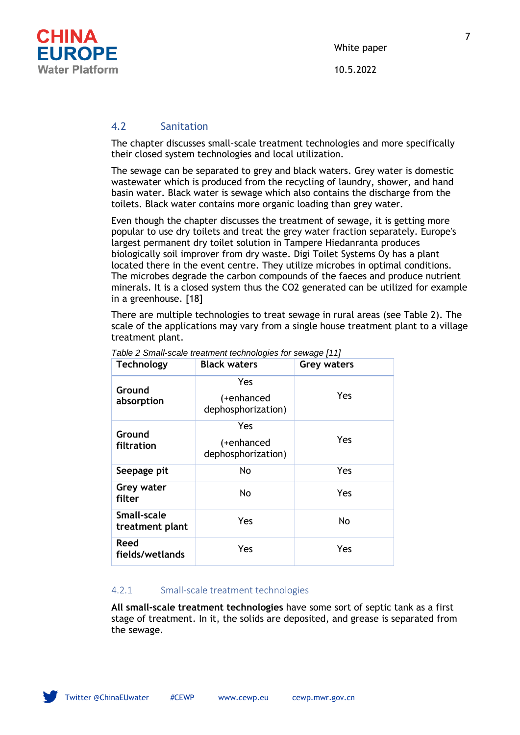## 4.2 Sanitation

The chapter discusses small-scale treatment technologies and more specifically their closed system technologies and local utilization.

The sewage can be separated to grey and black waters. Grey water is domestic wastewater which is produced from the recycling of laundry, shower, and hand basin water. Black water is sewage which also contains the discharge from the toilets. Black water contains more organic loading than grey water.

Even though the chapter discusses the treatment of sewage, it is getting more popular to use dry toilets and treat the grey water fraction separately. Europe's largest permanent dry toilet solution in Tampere Hiedanranta produces biologically soil improver from dry waste. Digi Toilet Systems Oy has a plant located there in the event centre. They utilize microbes in optimal conditions. The microbes degrade the carbon compounds of the faeces and produce nutrient minerals. It is a closed system thus the $CO_2$ generated can be utilized for example in a greenhouse. [18]

There are multiple technologies to treat sewage in rural areas (see Table 2). The scale of the applications may vary from a single house treatment plant to a village treatment plant.

*Table 2 Small-scale treatment technologies for sewage [11]*

| Technology | Black waters | Grey waters |
|---|---|---|
| **Ground absorption** | Yes (+enhanced dephosphorization) | Yes |
| **Ground filtration** | Yes (+enhanced dephosphorization) | Yes |
| **Seepage pit** | No | Yes |
| **Grey water filter** | No | Yes |
| **Small-scale treatment plant** | Yes | No |
| **Reed fields/wetlands** | Yes | Yes |

### 4.2.1 Small-scale treatment technologies

**All small-scale treatment technologies** have some sort of septic tank as a first stage of treatment. In it, the solids are deposited, and grease is separated from the sewage.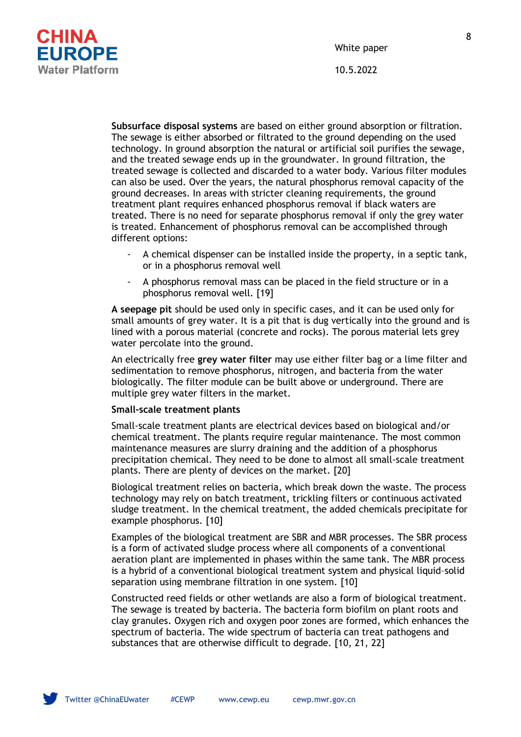**Subsurface disposal systems** are based on either ground absorption or filtration. The sewage is either absorbed or filtrated to the ground depending on the used technology. In ground absorption the natural or artificial soil purifies the sewage, and the treated sewage ends up in the groundwater. In ground filtration, the treated sewage is collected and discarded to a water body. Various filter modules can also be used. Over the years, the natural phosphorus removal capacity of the ground decreases. In areas with stricter cleaning requirements, the ground treatment plant requires enhanced phosphorus removal if black waters are treated. There is no need for separate phosphorus removal if only the grey water is treated. Enhancement of phosphorus removal can be accomplished through different options:

- A chemical dispenser can be installed inside the property, in a septic tank, or in a phosphorus removal well
- A phosphorus removal mass can be placed in the field structure or in a phosphorus removal well. [19]

**A seepage pit** should be used only in specific cases, and it can be used only for small amounts of grey water. It is a pit that is dug vertically into the ground and is lined with a porous material (concrete and rocks). The porous material lets grey water percolate into the ground.

An electrically free **grey water filter** may use either filter bag or a lime filter and sedimentation to remove phosphorus, nitrogen, and bacteria from the water biologically. The filter module can be built above or underground. There are multiple grey water filters in the market.

**Small-scale treatment plants**

Small-scale treatment plants are electrical devices based on biological and/or chemical treatment. The plants require regular maintenance. The most common maintenance measures are slurry draining and the addition of a phosphorus precipitation chemical. They need to be done to almost all small-scale treatment plants. There are plenty of devices on the market. [20]

Biological treatment relies on bacteria, which break down the waste. The process technology may rely on batch treatment, trickling filters or continuous activated sludge treatment. In the chemical treatment, the added chemicals precipitate for example phosphorus. [10]

Examples of the biological treatment are SBR and MBR processes. The SBR process is a form of activated sludge process where all components of a conventional aeration plant are implemented in phases within the same tank. The MBR process is a hybrid of a conventional biological treatment system and physical liquid–solid separation using membrane filtration in one system. [10]

Constructed reed fields or other wetlands are also a form of biological treatment. The sewage is treated by bacteria. The bacteria form biofilm on plant roots and clay granules. Oxygen rich and oxygen poor zones are formed, which enhances the spectrum of bacteria. The wide spectrum of bacteria can treat pathogens and substances that are otherwise difficult to degrade. [10, 21, 22]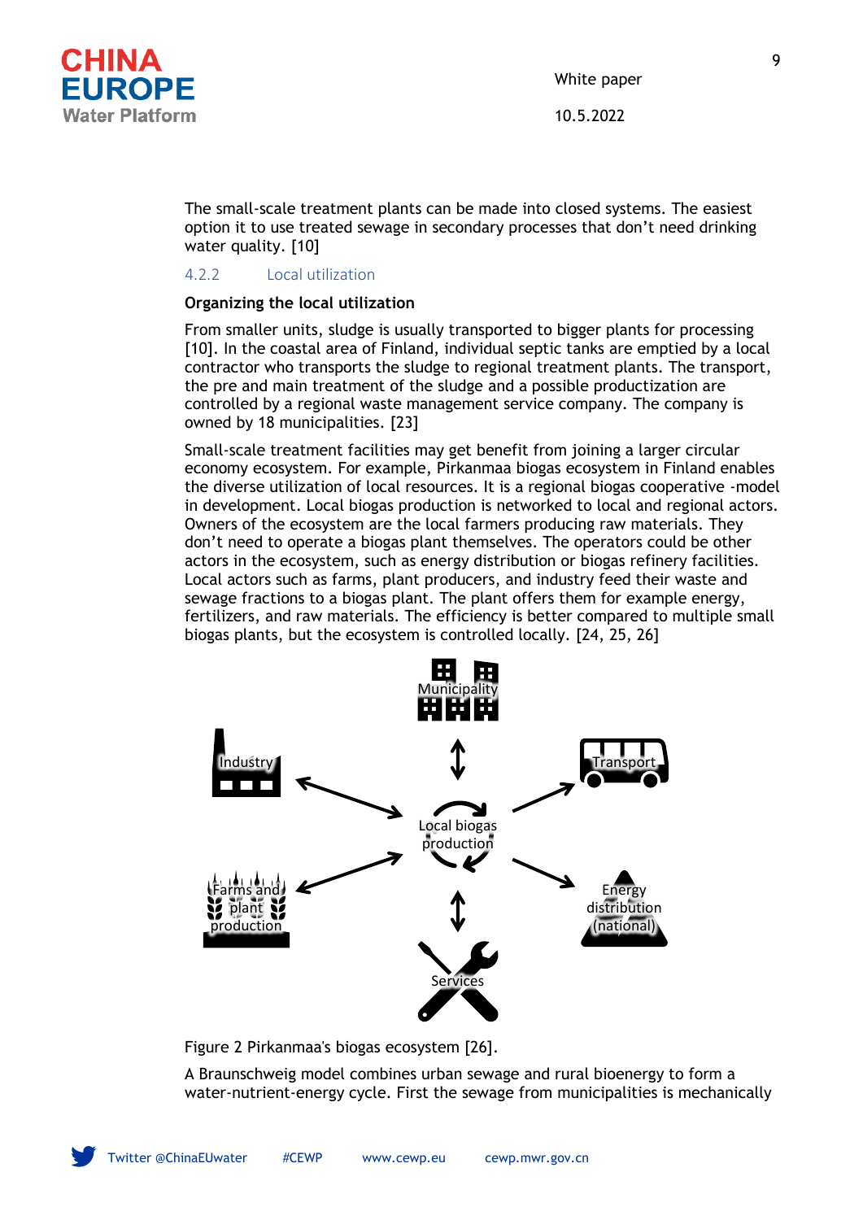The small-scale treatment plants can be made into closed systems. The easiest option it to use treated sewage in secondary processes that don't need drinking water quality. [10]

### 4.2.2 Local utilization

**Organizing the local utilization**

From smaller units, sludge is usually transported to bigger plants for processing [10]. In the coastal area of Finland, individual septic tanks are emptied by a local contractor who transports the sludge to regional treatment plants. The transport, the pre and main treatment of the sludge and a possible productization are controlled by a regional waste management service company. The company is owned by 18 municipalities. [23]

Small-scale treatment facilities may get benefit from joining a larger circular economy ecosystem. For example, Pirkanmaa biogas ecosystem in Finland enables the diverse utilization of local resources. It is a regional biogas cooperative -model in development. Local biogas production is networked to local and regional actors. Owners of the ecosystem are the local farmers producing raw materials. They don't need to operate a biogas plant themselves. The operators could be other actors in the ecosystem, such as energy distribution or biogas refinery facilities. Local actors such as farms, plant producers, and industry feed their waste and sewage fractions to a biogas plant. The plant offers them for example energy, fertilizers, and raw materials. The efficiency is better compared to multiple small biogas plants, but the ecosystem is controlled locally. [24, 25, 26]

Figure 2 Pirkanmaa's biogas ecosystem [26].

A Braunschweig model combines urban sewage and rural bioenergy to form a water-nutrient-energy cycle. First the sewage from municipalities is mechanically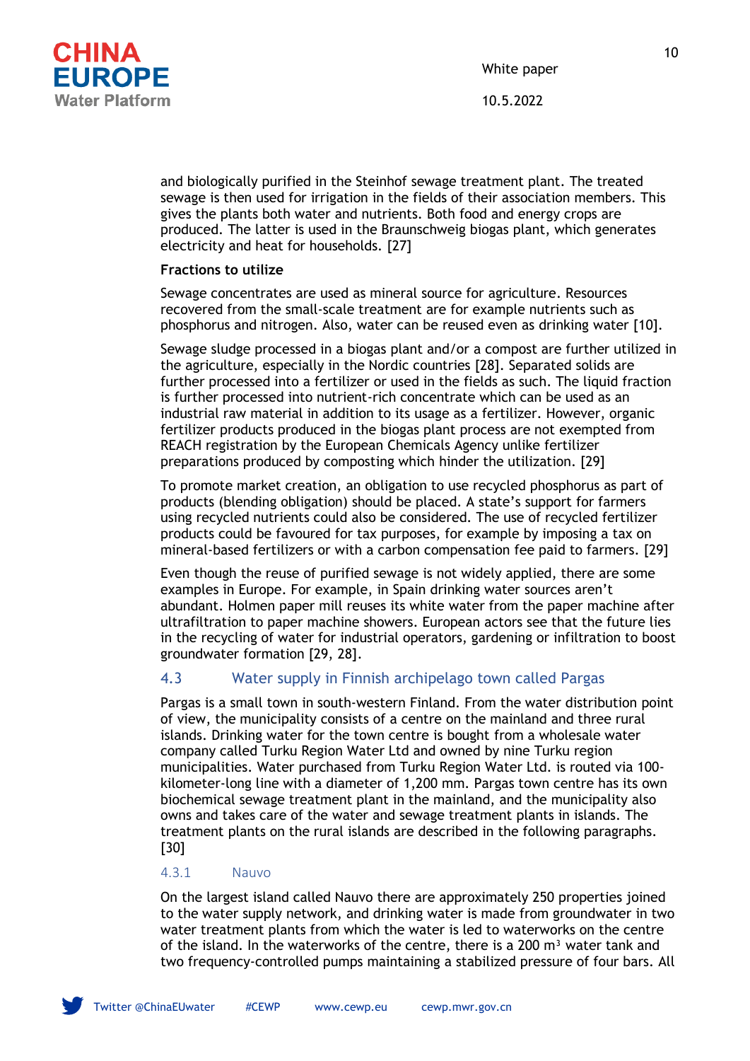and biologically purified in the Steinhof sewage treatment plant. The treated sewage is then used for irrigation in the fields of their association members. This gives the plants both water and nutrients. Both food and energy crops are produced. The latter is used in the Braunschweig biogas plant, which generates electricity and heat for households. [27]

**Fractions to utilize**

Sewage concentrates are used as mineral source for agriculture. Resources recovered from the small-scale treatment are for example nutrients such as phosphorus and nitrogen. Also, water can be reused even as drinking water [10].

Sewage sludge processed in a biogas plant and/or a compost are further utilized in the agriculture, especially in the Nordic countries [28]. Separated solids are further processed into a fertilizer or used in the fields as such. The liquid fraction is further processed into nutrient-rich concentrate which can be used as an industrial raw material in addition to its usage as a fertilizer. However, organic fertilizer products produced in the biogas plant process are not exempted from REACH registration by the European Chemicals Agency unlike fertilizer preparations produced by composting which hinder the utilization. [29]

To promote market creation, an obligation to use recycled phosphorus as part of products (blending obligation) should be placed. A state's support for farmers using recycled nutrients could also be considered. The use of recycled fertilizer products could be favoured for tax purposes, for example by imposing a tax on mineral-based fertilizers or with a carbon compensation fee paid to farmers. [29]

Even though the reuse of purified sewage is not widely applied, there are some examples in Europe. For example, in Spain drinking water sources aren't abundant. Holmen paper mill reuses its white water from the paper machine after ultrafiltration to paper machine showers. European actors see that the future lies in the recycling of water for industrial operators, gardening or infiltration to boost groundwater formation [29, 28].

## 4.3 Water supply in Finnish archipelago town called Pargas

Pargas is a small town in south-western Finland. From the water distribution point of view, the municipality consists of a centre on the mainland and three rural islands. Drinking water for the town centre is bought from a wholesale water company called Turku Region Water Ltd and owned by nine Turku region municipalities. Water purchased from Turku Region Water Ltd. is routed via 100-kilometer-long line with a diameter of 1,200 mm. Pargas town centre has its own biochemical sewage treatment plant in the mainland, and the municipality also owns and takes care of the water and sewage treatment plants in islands. The treatment plants on the rural islands are described in the following paragraphs. [30]

### 4.3.1 Nauvo

On the largest island called Nauvo there are approximately 250 properties joined to the water supply network, and drinking water is made from groundwater in two water treatment plants from which the water is led to waterworks on the centre of the island. In the waterworks of the centre, there is a 200 m³ water tank and two frequency-controlled pumps maintaining a stabilized pressure of four bars. All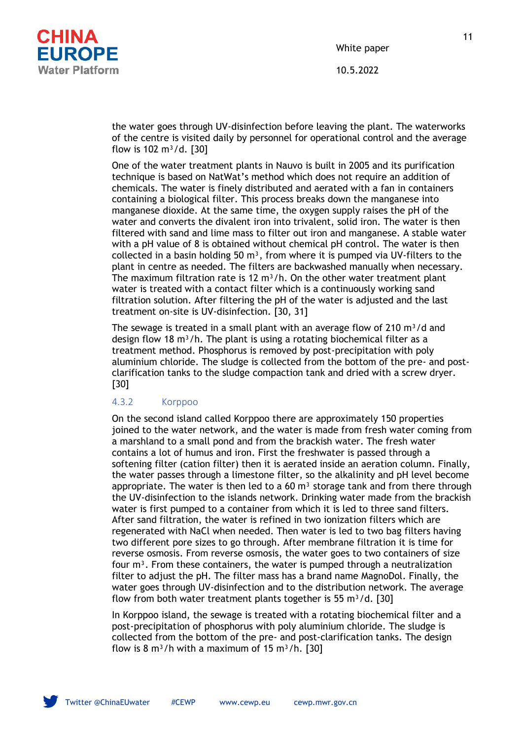the water goes through UV-disinfection before leaving the plant. The waterworks of the centre is visited daily by personnel for operational control and the average flow is 102 $m^3/d$. [30]

One of the water treatment plants in Nauvo is built in 2005 and its purification technique is based on NatWat's method which does not require an addition of chemicals. The water is finely distributed and aerated with a fan in containers containing a biological filter. This process breaks down the manganese into manganese dioxide. At the same time, the oxygen supply raises the pH of the water and converts the divalent iron into trivalent, solid iron. The water is then filtered with sand and lime mass to filter out iron and manganese. A stable water with a pH value of 8 is obtained without chemical pH control. The water is then collected in a basin holding 50 $m^3$, from where it is pumped via UV-filters to the plant in centre as needed. The filters are backwashed manually when necessary. The maximum filtration rate is 12 $m^3/h$. On the other water treatment plant water is treated with a contact filter which is a continuously working sand filtration solution. After filtering the pH of the water is adjusted and the last treatment on-site is UV-disinfection. [30, 31]

The sewage is treated in a small plant with an average flow of 210 $m^3/d$ and design flow 18 $m^3/h$. The plant is using a rotating biochemical filter as a treatment method. Phosphorus is removed by post-precipitation with poly aluminium chloride. The sludge is collected from the bottom of the pre- and post-clarification tanks to the sludge compaction tank and dried with a screw dryer. [30]

### 4.3.2 Korppoo

On the second island called Korppoo there are approximately 150 properties joined to the water network, and the water is made from fresh water coming from a marshland to a small pond and from the brackish water. The fresh water contains a lot of humus and iron. First the freshwater is passed through a softening filter (cation filter) then it is aerated inside an aeration column. Finally, the water passes through a limestone filter, so the alkalinity and pH level become appropriate. The water is then led to a 60 $m^3$ storage tank and from there through the UV-disinfection to the islands network. Drinking water made from the brackish water is first pumped to a container from which it is led to three sand filters. After sand filtration, the water is refined in two ionization filters which are regenerated with NaCl when needed. Then water is led to two bag filters having two different pore sizes to go through. After membrane filtration it is time for reverse osmosis. From reverse osmosis, the water goes to two containers of size four $m^3$. From these containers, the water is pumped through a neutralization filter to adjust the pH. The filter mass has a brand name MagnoDol. Finally, the water goes through UV-disinfection and to the distribution network. The average flow from both water treatment plants together is 55 $m^3/d$. [30]

In Korppoo island, the sewage is treated with a rotating biochemical filter and a post-precipitation of phosphorus with poly aluminium chloride. The sludge is collected from the bottom of the pre- and post-clarification tanks. The design flow is 8 $m^3/h$ with a maximum of 15 $m^3/h$. [30]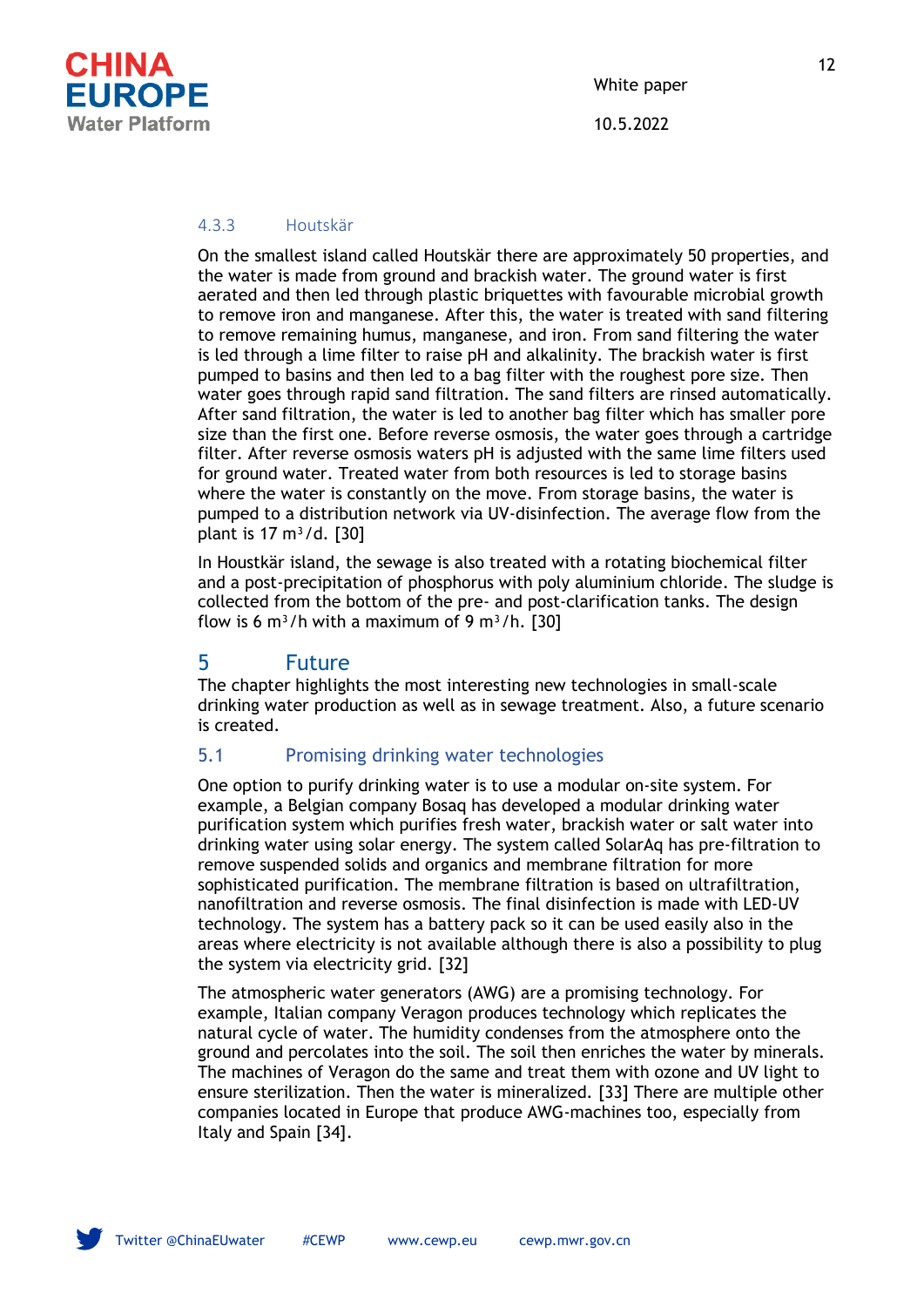### 4.3.3 Houtskär

On the smallest island called Houtskär there are approximately 50 properties, and the water is made from ground and brackish water. The ground water is first aerated and then led through plastic briquettes with favourable microbial growth to remove iron and manganese. After this, the water is treated with sand filtering to remove remaining humus, manganese, and iron. From sand filtering the water is led through a lime filter to raise pH and alkalinity. The brackish water is first pumped to basins and then led to a bag filter with the roughest pore size. Then water goes through rapid sand filtration. The sand filters are rinsed automatically. After sand filtration, the water is led to another bag filter which has smaller pore size than the first one. Before reverse osmosis, the water goes through a cartridge filter. After reverse osmosis waters pH is adjusted with the same lime filters used for ground water. Treated water from both resources is led to storage basins where the water is constantly on the move. From storage basins, the water is pumped to a distribution network via UV-disinfection. The average flow from the plant is 17 $m^3/d$. [30]

In Houstkär island, the sewage is also treated with a rotating biochemical filter and a post-precipitation of phosphorus with poly aluminium chloride. The sludge is collected from the bottom of the pre- and post-clarification tanks. The design flow is 6 $m^3/h$ with a maximum of 9 $m^3/h$. [30]

# 5 Future

The chapter highlights the most interesting new technologies in small-scale drinking water production as well as in sewage treatment. Also, a future scenario is created.

## 5.1 Promising drinking water technologies

One option to purify drinking water is to use a modular on-site system. For example, a Belgian company Bosaq has developed a modular drinking water purification system which purifies fresh water, brackish water or salt water into drinking water using solar energy. The system called SolarAq has pre-filtration to remove suspended solids and organics and membrane filtration for more sophisticated purification. The membrane filtration is based on ultrafiltration, nanofiltration and reverse osmosis. The final disinfection is made with LED-UV technology. The system has a battery pack so it can be used easily also in the areas where electricity is not available although there is also a possibility to plug the system via electricity grid. [32]

The atmospheric water generators (AWG) are a promising technology. For example, Italian company Veragon produces technology which replicates the natural cycle of water. The humidity condenses from the atmosphere onto the ground and percolates into the soil. The soil then enriches the water by minerals. The machines of Veragon do the same and treat them with ozone and UV light to ensure sterilization. Then the water is mineralized. [33] There are multiple other companies located in Europe that produce AWG-machines too, especially from Italy and Spain [34].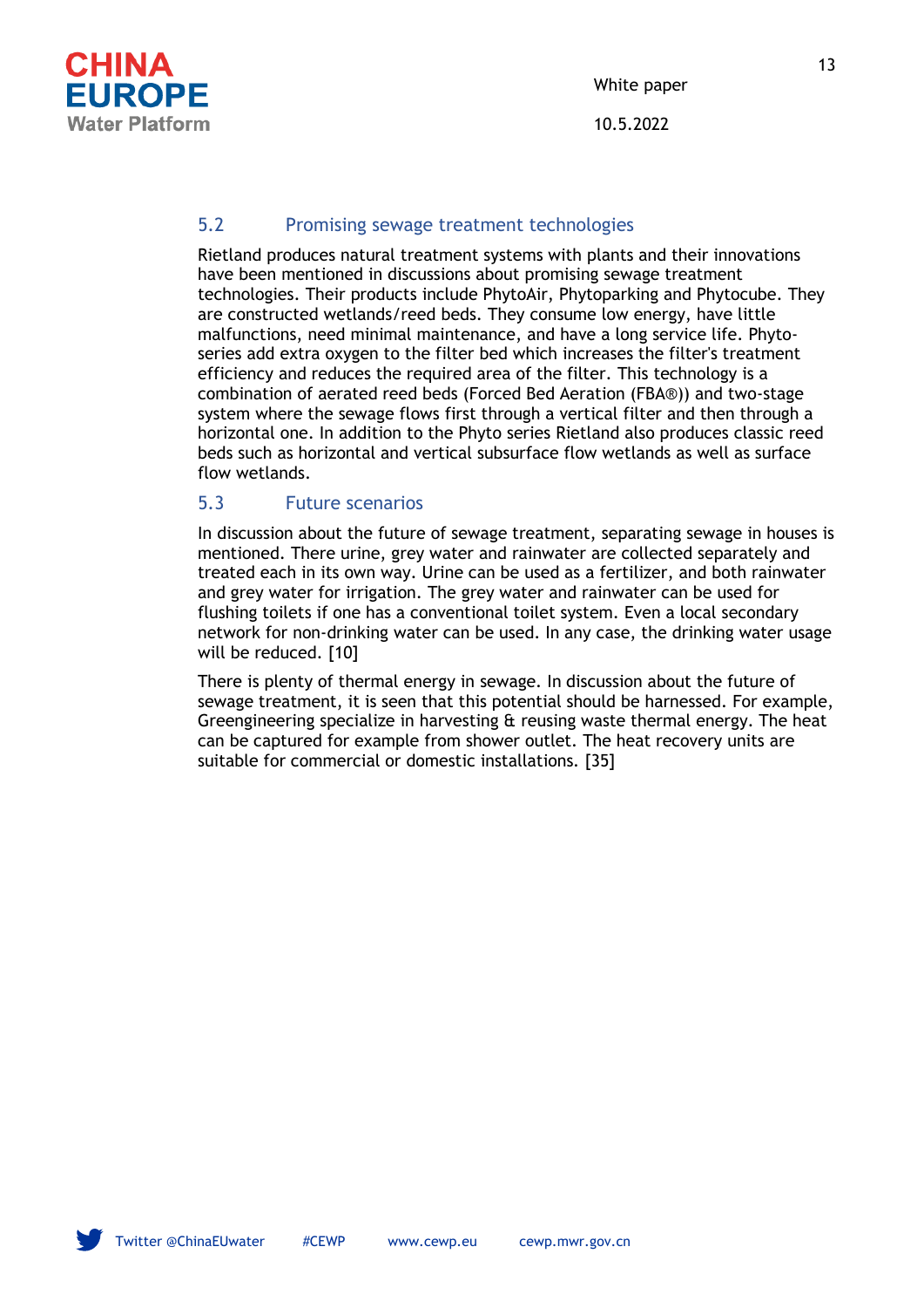## 5.2 Promising sewage treatment technologies

Rietland produces natural treatment systems with plants and their innovations have been mentioned in discussions about promising sewage treatment technologies. Their products include PhytoAir, Phytoparking and Phytocube. They are constructed wetlands/reed beds. They consume low energy, have little malfunctions, need minimal maintenance, and have a long service life. Phyto-series add extra oxygen to the filter bed which increases the filter's treatment efficiency and reduces the required area of the filter. This technology is a combination of aerated reed beds (Forced Bed Aeration (FBA®)) and two-stage system where the sewage flows first through a vertical filter and then through a horizontal one. In addition to the Phyto series Rietland also produces classic reed beds such as horizontal and vertical subsurface flow wetlands as well as surface flow wetlands.

## 5.3 Future scenarios

In discussion about the future of sewage treatment, separating sewage in houses is mentioned. There urine, grey water and rainwater are collected separately and treated each in its own way. Urine can be used as a fertilizer, and both rainwater and grey water for irrigation. The grey water and rainwater can be used for flushing toilets if one has a conventional toilet system. Even a local secondary network for non-drinking water can be used. In any case, the drinking water usage will be reduced. [10]

There is plenty of thermal energy in sewage. In discussion about the future of sewage treatment, it is seen that this potential should be harnessed. For example, Greengineering specialize in harvesting & reusing waste thermal energy. The heat can be captured for example from shower outlet. The heat recovery units are suitable for commercial or domestic installations. [35]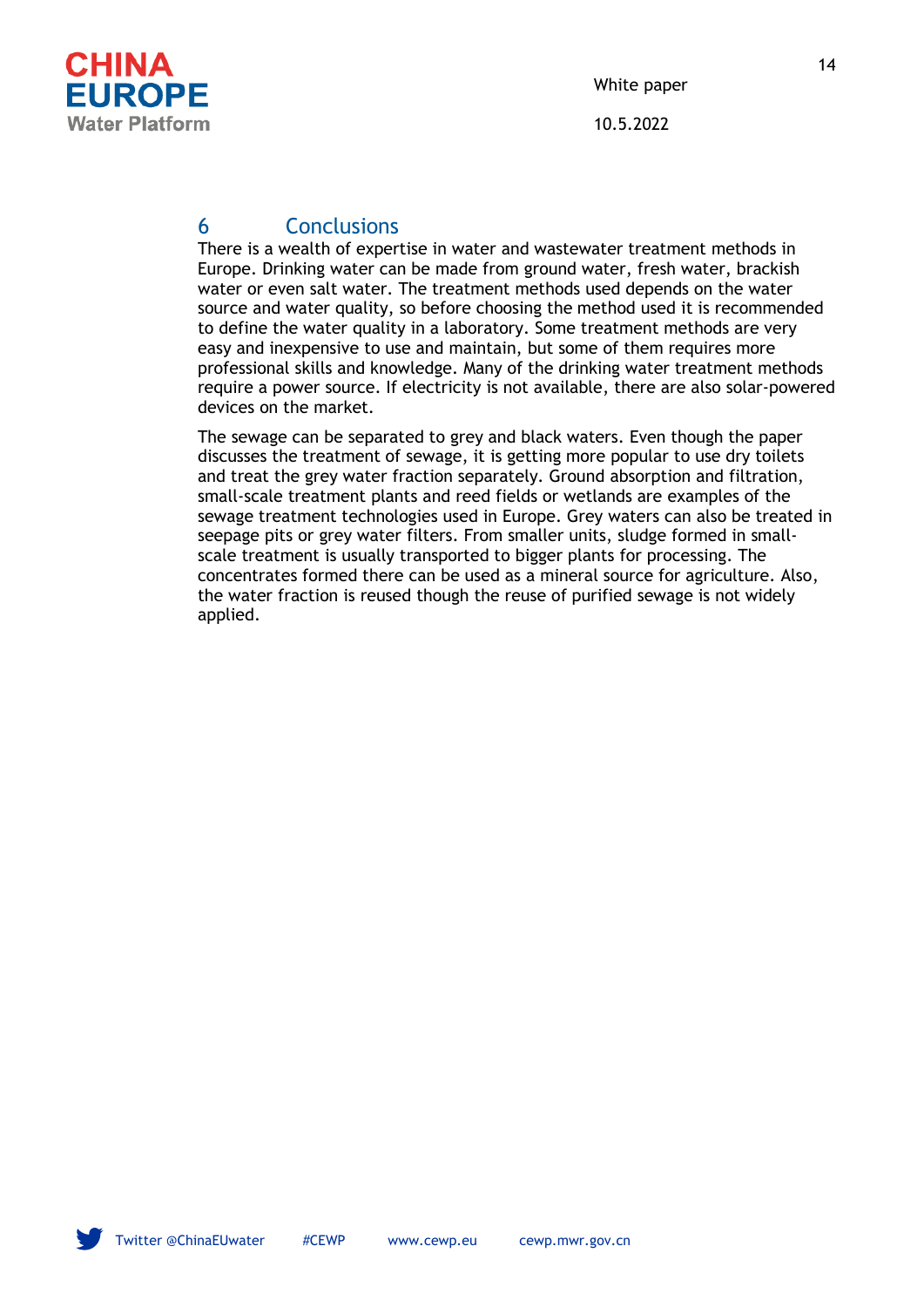# 6 Conclusions

There is a wealth of expertise in water and wastewater treatment methods in Europe. Drinking water can be made from ground water, fresh water, brackish water or even salt water. The treatment methods used depends on the water source and water quality, so before choosing the method used it is recommended to define the water quality in a laboratory. Some treatment methods are very easy and inexpensive to use and maintain, but some of them requires more professional skills and knowledge. Many of the drinking water treatment methods require a power source. If electricity is not available, there are also solar-powered devices on the market.

The sewage can be separated to grey and black waters. Even though the paper discusses the treatment of sewage, it is getting more popular to use dry toilets and treat the grey water fraction separately. Ground absorption and filtration, small-scale treatment plants and reed fields or wetlands are examples of the sewage treatment technologies used in Europe. Grey waters can also be treated in seepage pits or grey water filters. From smaller units, sludge formed in small-scale treatment is usually transported to bigger plants for processing. The concentrates formed there can be used as a mineral source for agriculture. Also, the water fraction is reused though the reuse of purified sewage is not widely applied.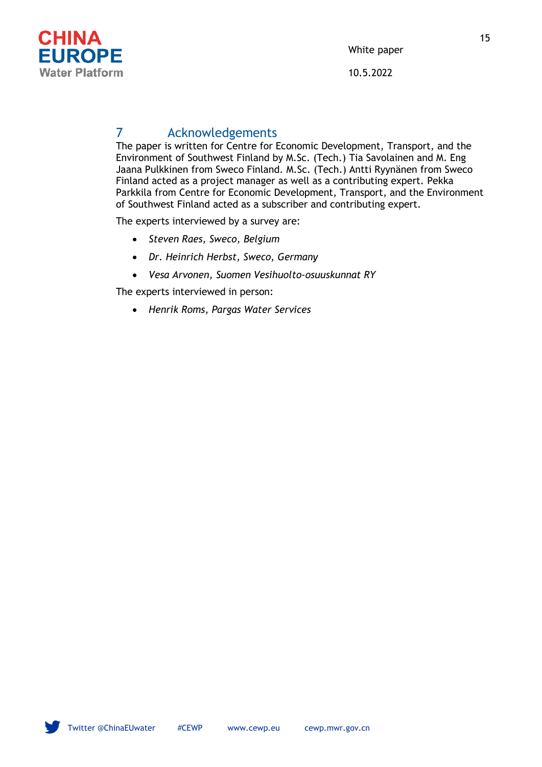# 7 Acknowledgements

The paper is written for Centre for Economic Development, Transport, and the Environment of Southwest Finland by M.Sc. (Tech.) Tia Savolainen and M. Eng Jaana Pulkkinen from Sweco Finland. M.Sc. (Tech.) Antti Ryynänen from Sweco Finland acted as a project manager as well as a contributing expert. Pekka Parkkila from Centre for Economic Development, Transport, and the Environment of Southwest Finland acted as a subscriber and contributing expert.

The experts interviewed by a survey are:

- *Steven Raes, Sweco, Belgium*
- *Dr. Heinrich Herbst, Sweco, Germany*
- *Vesa Arvonen, Suomen Vesihuolto-osuuskunnat RY*

The experts interviewed in person:

- *Henrik Roms, Pargas Water Services*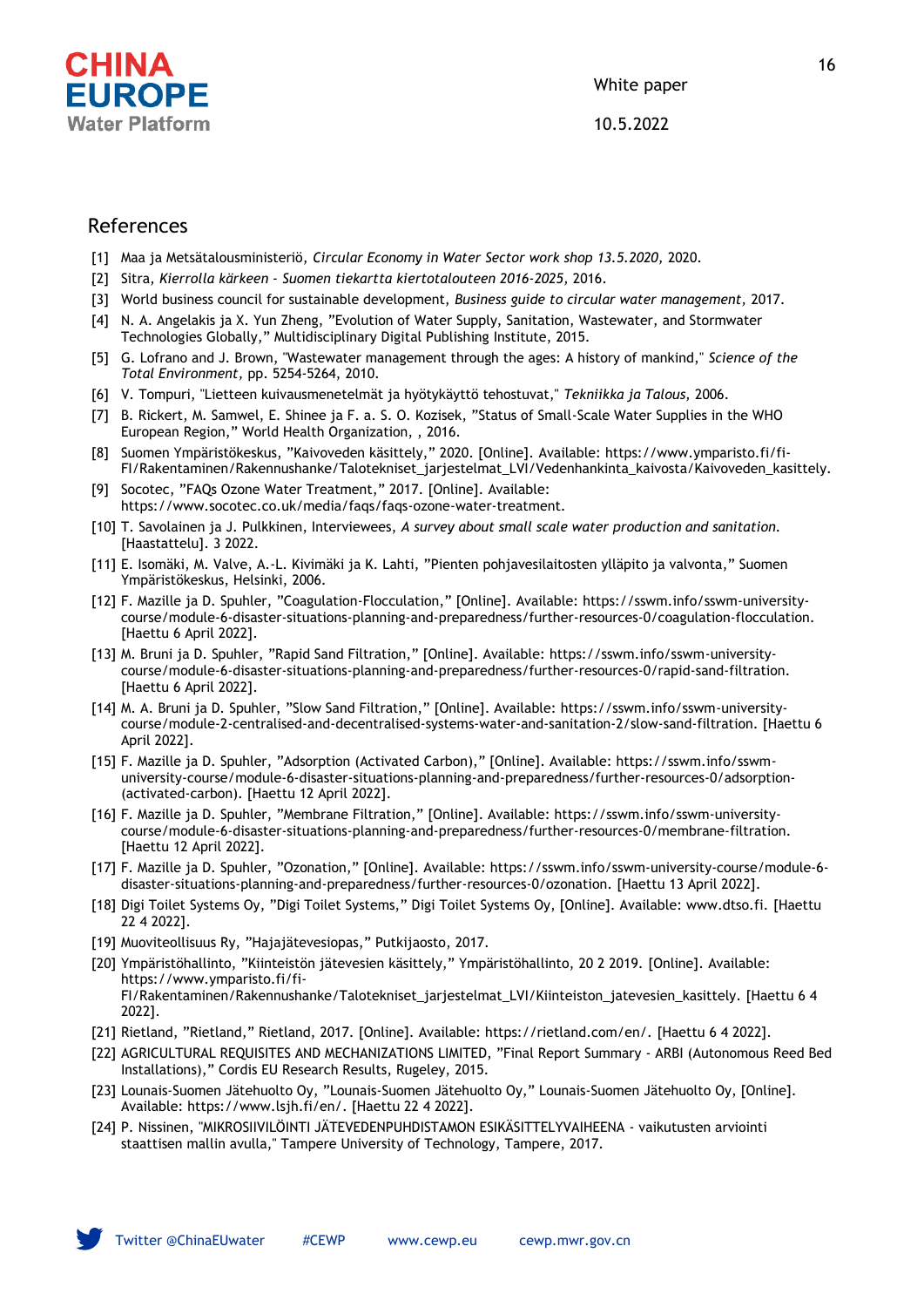## References

[1] Maa ja Metsätalousministeriö, *Circular Economy in Water Sector work shop 13.5.2020,* 2020.

[2] Sitra, *Kierrolla kärkeen - Suomen tiekartta kiertotalouteen 2016-2025,* 2016.

[3] World business council for sustainable development, *Business guide to circular water management,* 2017.

[4] N. A. Angelakis ja X. Yun Zheng, "Evolution of Water Supply, Sanitation, Wastewater, and Stormwater Technologies Globally," Multidisciplinary Digital Publishing Institute, 2015.

[5] G. Lofrano and J. Brown, "Wastewater management through the ages: A history of mankind," *Science of the Total Environment,* pp. 5254-5264, 2010.

[6] V. Tompuri, "Lietteen kuivausmenetelmät ja hyötykäyttö tehostuvat," *Tekniikka ja Talous,* 2006.

[7] B. Rickert, M. Samwel, E. Shinee ja F. a. S. O. Kozisek, "Status of Small-Scale Water Supplies in the WHO European Region," World Health Organization, , 2016.

[8] Suomen Ympäristökeskus, "Kaivoveden käsittely," 2020. [Online]. Available: https://www.ymparisto.fi/fi-FI/Rakentaminen/Rakennushanke/Talotekniset_jarjestelmat_LVI/Vedenhankinta_kaivosta/Kaivoveden_kasittely.

[9] Socotec, "FAQs Ozone Water Treatment," 2017. [Online]. Available: https://www.socotec.co.uk/media/faqs/faqs-ozone-water-treatment.

[10] T. Savolainen ja J. Pulkkinen, Interviewees, *A survey about small scale water production and sanitation.* [Haastattelu]. 3 2022.

[11] E. Isomäki, M. Valve, A.-L. Kivimäki ja K. Lahti, "Pienten pohjavesilaitosten ylläpito ja valvonta," Suomen Ympäristökeskus, Helsinki, 2006.

[12] F. Mazille ja D. Spuhler, "Coagulation-Flocculation," [Online]. Available: https://sswm.info/sswm-university-course/module-6-disaster-situations-planning-and-preparedness/further-resources-0/coagulation-flocculation. [Haettu 6 April 2022].

[13] M. Bruni ja D. Spuhler, "Rapid Sand Filtration," [Online]. Available: https://sswm.info/sswm-university-course/module-6-disaster-situations-planning-and-preparedness/further-resources-0/rapid-sand-filtration. [Haettu 6 April 2022].

[14] M. A. Bruni ja D. Spuhler, "Slow Sand Filtration," [Online]. Available: https://sswm.info/sswm-university-course/module-2-centralised-and-decentralised-systems-water-and-sanitation-2/slow-sand-filtration. [Haettu 6 April 2022].

[15] F. Mazille ja D. Spuhler, "Adsorption (Activated Carbon)," [Online]. Available: https://sswm.info/sswm-university-course/module-6-disaster-situations-planning-and-preparedness/further-resources-0/adsorption-(activated-carbon). [Haettu 12 April 2022].

[16] F. Mazille ja D. Spuhler, "Membrane Filtration," [Online]. Available: https://sswm.info/sswm-university-course/module-6-disaster-situations-planning-and-preparedness/further-resources-0/membrane-filtration. [Haettu 12 April 2022].

[17] F. Mazille ja D. Spuhler, "Ozonation," [Online]. Available: https://sswm.info/sswm-university-course/module-6-disaster-situations-planning-and-preparedness/further-resources-0/ozonation. [Haettu 13 April 2022].

[18] Digi Toilet Systems Oy, "Digi Toilet Systems," Digi Toilet Systems Oy, [Online]. Available: www.dtso.fi. [Haettu 22 4 2022].

[19] Muoviteollisuus Ry, "Hajajätevesiopas," Putkijaosto, 2017.

[20] Ympäristöhallinto, "Kiinteistön jätevesien käsittely," Ympäristöhallinto, 20 2 2019. [Online]. Available: https://www.ymparisto.fi/fi-FI/Rakentaminen/Rakennushanke/Talotekniset_jarjestelmat_LVI/Kiinteiston_jatevesien_kasittely. [Haettu 6 4 2022].

[21] Rietland, "Rietland," Rietland, 2017. [Online]. Available: https://rietland.com/en/. [Haettu 6 4 2022].

[22] AGRICULTURAL REQUISITES AND MECHANIZATIONS LIMITED, "Final Report Summary - ARBI (Autonomous Reed Bed Installations)," Cordis EU Research Results, Rugeley, 2015.

[23] Lounais-Suomen Jätehuolto Oy, "Lounais-Suomen Jätehuolto Oy," Lounais-Suomen Jätehuolto Oy, [Online]. Available: https://www.lsjh.fi/en/. [Haettu 22 4 2022].

[24] P. Nissinen, "MIKROSIIVILÖINTI JÄTEVEDENPUHDISTAMON ESIKÄSITTELYVAIHEENA - vaikutusten arviointi staattisen mallin avulla," Tampere University of Technology, Tampere, 2017.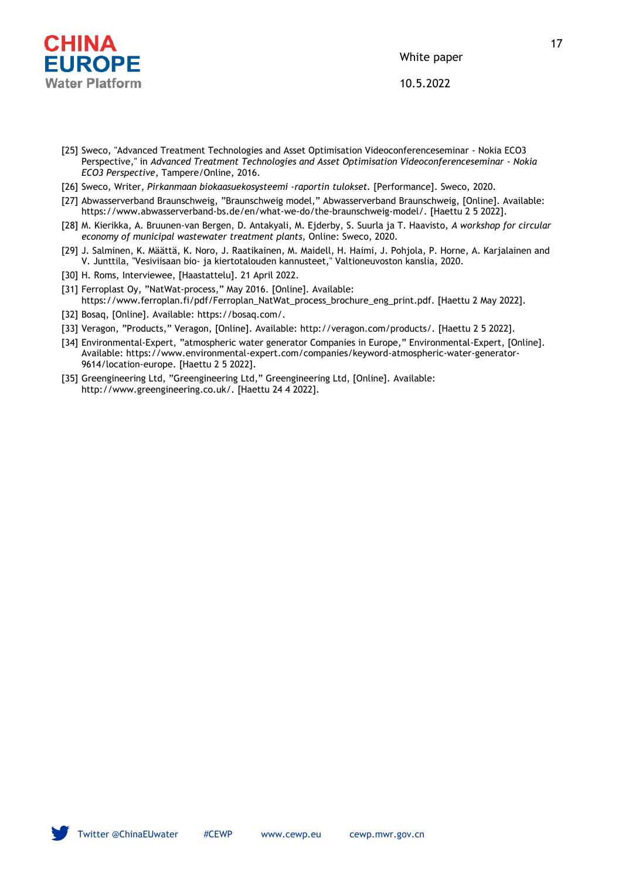[25] Sweco, "Advanced Treatment Technologies and Asset Optimisation Videoconferenceseminar - Nokia ECO3 Perspective," in *Advanced Treatment Technologies and Asset Optimisation Videoconferenceseminar - Nokia ECO3 Perspective*, Tampere/Online, 2016.

[26] Sweco, Writer, *Pirkanmaan biokaasuekosysteemi -raportin tulokset*. [Performance]. Sweco, 2020.

[27] Abwasserverband Braunschweig, "Braunschweig model," Abwasserverband Braunschweig, [Online]. Available: https://www.abwasserverband-bs.de/en/what-we-do/the-braunschweig-model/. [Haettu 2 5 2022].

[28] M. Kierikka, A. Bruunen-van Bergen, D. Antakyali, M. Ejderby, S. Suurla ja T. Haavisto, *A workshop for circular economy of municipal wastewater treatment plants,* Online: Sweco, 2020.

[29] J. Salminen, K. Määttä, K. Noro, J. Raatikainen, M. Maidell, H. Haimi, J. Pohjola, P. Horne, A. Karjalainen and V. Junttila, "Vesiviisaan bio- ja kiertotalouden kannusteet," Valtioneuvoston kanslia, 2020.

[30] H. Roms, Interviewee, [Haastattelu]. 21 April 2022.

[31] Ferroplast Oy, "NatWat-process," May 2016. [Online]. Available: https://www.ferroplan.fi/pdf/Ferroplan_NatWat_process_brochure_eng_print.pdf. [Haettu 2 May 2022].

[32] Bosaq, [Online]. Available: https://bosaq.com/.

[33] Veragon, "Products," Veragon, [Online]. Available: http://veragon.com/products/. [Haettu 2 5 2022].

[34] Environmental-Expert, "atmospheric water generator Companies in Europe," Environmental-Expert, [Online]. Available: https://www.environmental-expert.com/companies/keyword-atmospheric-water-generator-9614/location-europe. [Haettu 2 5 2022].

[35] Greengineering Ltd, "Greengineering Ltd," Greengineering Ltd, [Online]. Available: http://www.greengineering.co.uk/. [Haettu 24 4 2022].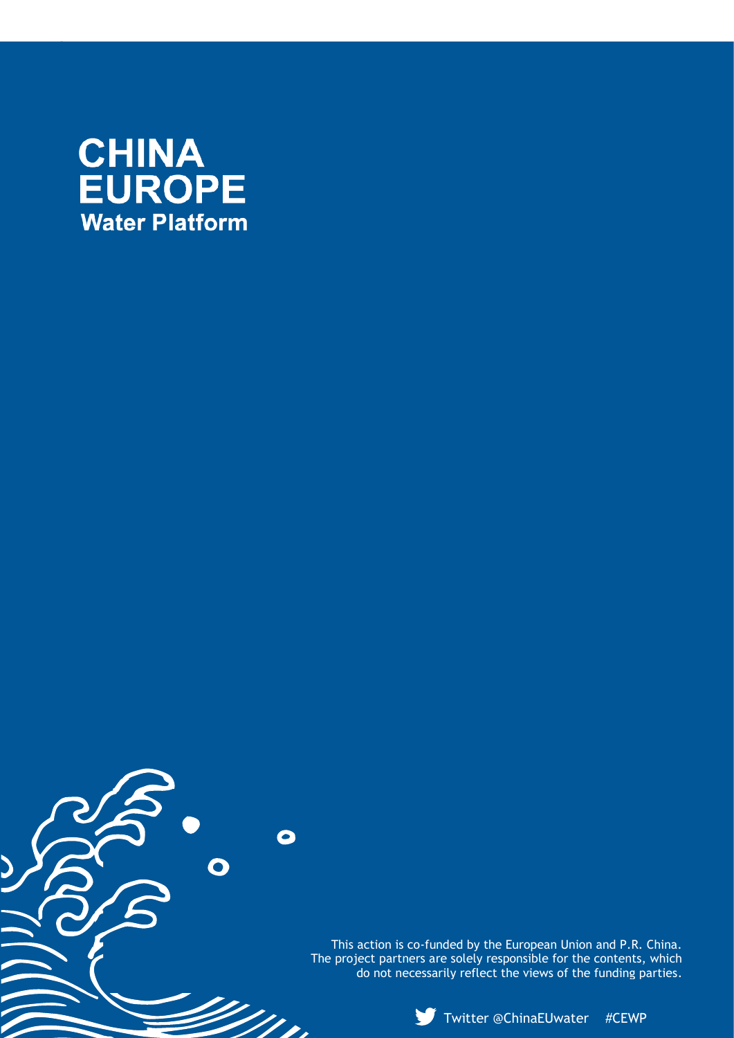**CHINA EUROPE**
**Water Platform**

This action is co-funded by the European Union and P.R. China. The project partners are solely responsible for the contents, which do not necessarily reflect the views of the funding parties.

Twitter @ChinaEUwater #CEWP